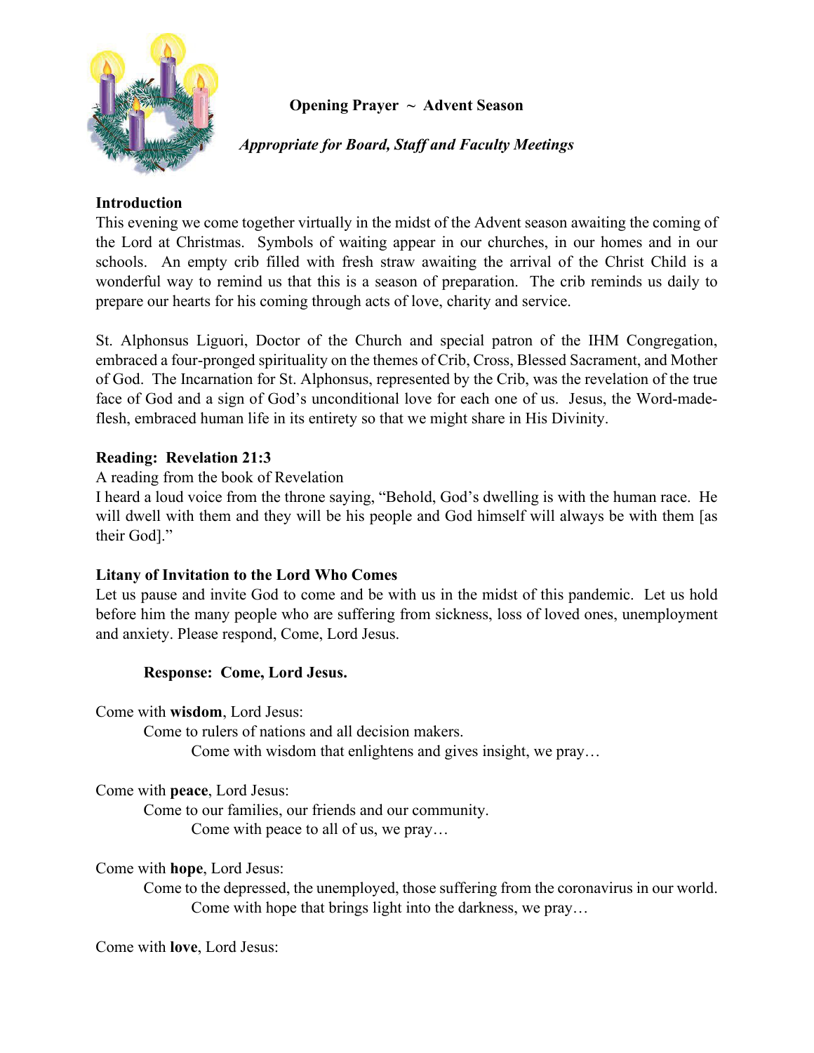**Opening Prayer ~ Advent Season**

***Appropriate for Board, Staff and Faculty Meetings***

**Introduction**

This evening we come together virtually in the midst of the Advent season awaiting the coming of the Lord at Christmas. Symbols of waiting appear in our churches, in our homes and in our schools. An empty crib filled with fresh straw awaiting the arrival of the Christ Child is a wonderful way to remind us that this is a season of preparation. The crib reminds us daily to prepare our hearts for his coming through acts of love, charity and service.

St. Alphonsus Liguori, Doctor of the Church and special patron of the IHM Congregation, embraced a four-pronged spirituality on the themes of Crib, Cross, Blessed Sacrament, and Mother of God. The Incarnation for St. Alphonsus, represented by the Crib, was the revelation of the true face of God and a sign of God's unconditional love for each one of us. Jesus, the Word-made-flesh, embraced human life in its entirety so that we might share in His Divinity.

**Reading: Revelation 21:3**

A reading from the book of Revelation

I heard a loud voice from the throne saying, "Behold, God's dwelling is with the human race. He will dwell with them and they will be his people and God himself will always be with them [as their God]."

**Litany of Invitation to the Lord Who Comes**

Let us pause and invite God to come and be with us in the midst of this pandemic. Let us hold before him the many people who are suffering from sickness, loss of loved ones, unemployment and anxiety. Please respond, Come, Lord Jesus.

**Response: Come, Lord Jesus.**

Come with **wisdom**, Lord Jesus:
Come to rulers of nations and all decision makers.
Come with wisdom that enlightens and gives insight, we pray…

Come with **peace**, Lord Jesus:
Come to our families, our friends and our community.
Come with peace to all of us, we pray…

Come with **hope**, Lord Jesus:
Come to the depressed, the unemployed, those suffering from the coronavirus in our world.
Come with hope that brings light into the darkness, we pray…

Come with **love**, Lord Jesus: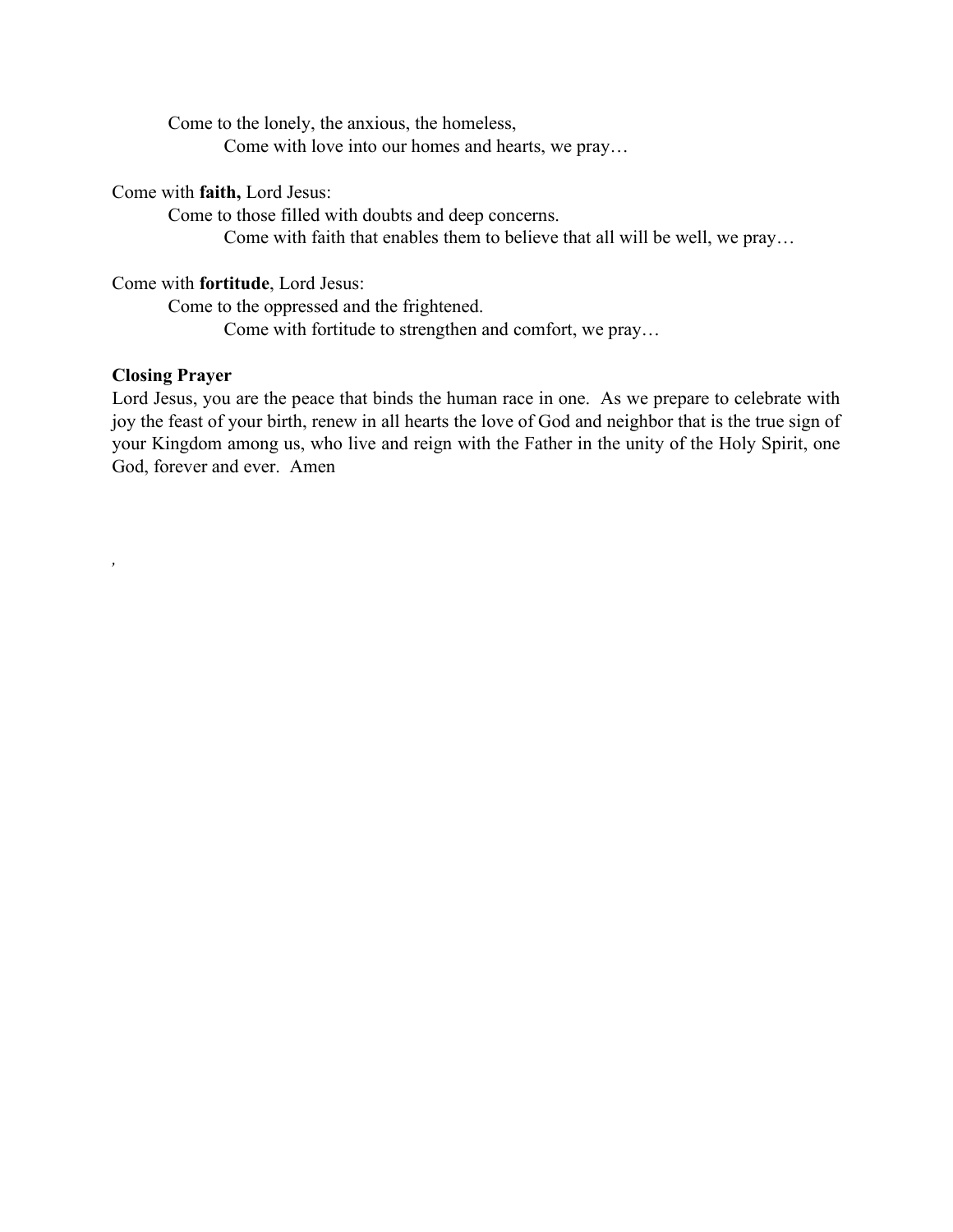Come to the lonely, the anxious, the homeless,

Come with love into our homes and hearts, we pray…

Come with **faith,** Lord Jesus:

Come to those filled with doubts and deep concerns.

Come with faith that enables them to believe that all will be well, we pray…

Come with **fortitude**, Lord Jesus:

Come to the oppressed and the frightened.

Come with fortitude to strengthen and comfort, we pray…

**Closing Prayer**

Lord Jesus, you are the peace that binds the human race in one. As we prepare to celebrate with joy the feast of your birth, renew in all hearts the love of God and neighbor that is the true sign of your Kingdom among us, who live and reign with the Father in the unity of the Holy Spirit, one God, forever and ever. Amen

,